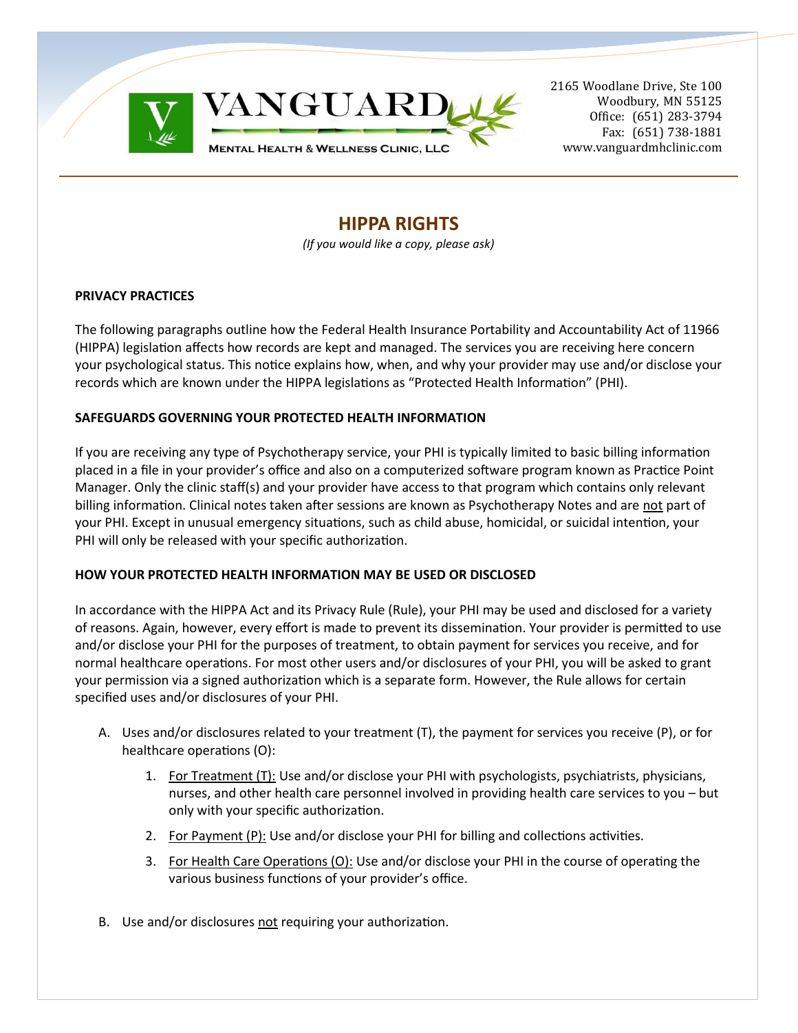**VANGUARD**

**MENTAL HEALTH & WELLNESS CLINIC, LLC**

2165 Woodlane Drive, Ste 100
Woodbury, MN 55125
Office: (651) 283-3794
Fax: (651) 738-1881
www.vanguardmhclinic.com

# HIPPA RIGHTS

*(If you would like a copy, please ask)*

**PRIVACY PRACTICES**

The following paragraphs outline how the Federal Health Insurance Portability and Accountability Act of 11966 (HIPPA) legislation affects how records are kept and managed. The services you are receiving here concern your psychological status. This notice explains how, when, and why your provider may use and/or disclose your records which are known under the HIPPA legislations as "Protected Health Information" (PHI).

**SAFEGUARDS GOVERNING YOUR PROTECTED HEALTH INFORMATION**

If you are receiving any type of Psychotherapy service, your PHI is typically limited to basic billing information placed in a file in your provider's office and also on a computerized software program known as Practice Point Manager. Only the clinic staff(s) and your provider have access to that program which contains only relevant billing information. Clinical notes taken after sessions are known as Psychotherapy Notes and are <u>not</u> part of your PHI. Except in unusual emergency situations, such as child abuse, homicidal, or suicidal intention, your PHI will only be released with your specific authorization.

**HOW YOUR PROTECTED HEALTH INFORMATION MAY BE USED OR DISCLOSED**

In accordance with the HIPPA Act and its Privacy Rule (Rule), your PHI may be used and disclosed for a variety of reasons. Again, however, every effort is made to prevent its dissemination. Your provider is permitted to use and/or disclose your PHI for the purposes of treatment, to obtain payment for services you receive, and for normal healthcare operations. For most other users and/or disclosures of your PHI, you will be asked to grant your permission via a signed authorization which is a separate form. However, the Rule allows for certain specified uses and/or disclosures of your PHI.

A. Uses and/or disclosures related to your treatment (T), the payment for services you receive (P), or for healthcare operations (O):

   1. <u>For Treatment (T):</u> Use and/or disclose your PHI with psychologists, psychiatrists, physicians, nurses, and other health care personnel involved in providing health care services to you – but only with your specific authorization.

   2. <u>For Payment (P):</u> Use and/or disclose your PHI for billing and collections activities.

   3. <u>For Health Care Operations (O):</u> Use and/or disclose your PHI in the course of operating the various business functions of your provider's office.

B. Use and/or disclosures <u>not</u> requiring your authorization.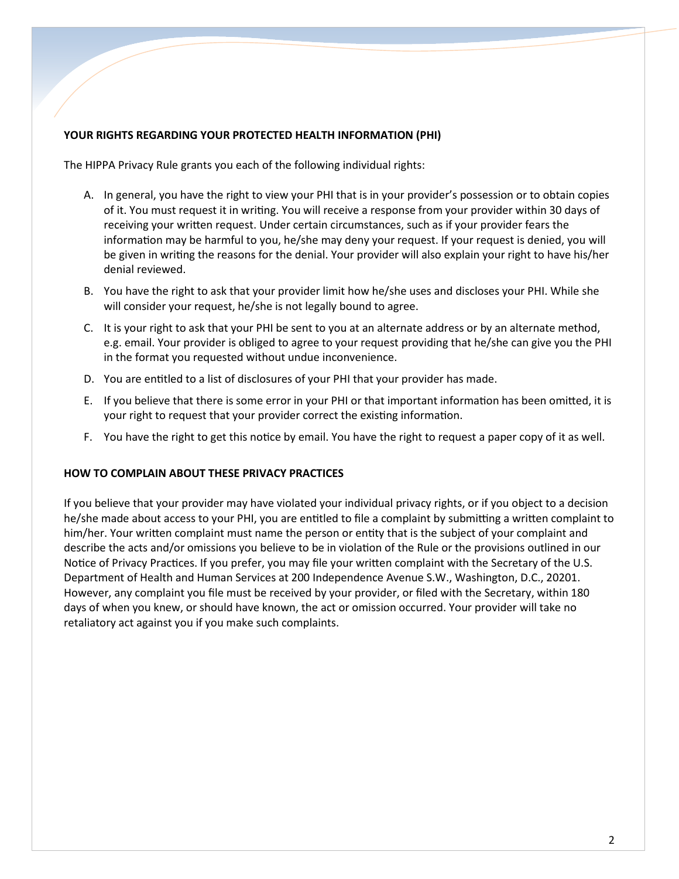**YOUR RIGHTS REGARDING YOUR PROTECTED HEALTH INFORMATION (PHI)**

The HIPPA Privacy Rule grants you each of the following individual rights:

A. In general, you have the right to view your PHI that is in your provider's possession or to obtain copies of it. You must request it in writing. You will receive a response from your provider within 30 days of receiving your written request. Under certain circumstances, such as if your provider fears the information may be harmful to you, he/she may deny your request. If your request is denied, you will be given in writing the reasons for the denial. Your provider will also explain your right to have his/her denial reviewed.

B. You have the right to ask that your provider limit how he/she uses and discloses your PHI. While she will consider your request, he/she is not legally bound to agree.

C. It is your right to ask that your PHI be sent to you at an alternate address or by an alternate method, e.g. email. Your provider is obliged to agree to your request providing that he/she can give you the PHI in the format you requested without undue inconvenience.

D. You are entitled to a list of disclosures of your PHI that your provider has made.

E. If you believe that there is some error in your PHI or that important information has been omitted, it is your right to request that your provider correct the existing information.

F. You have the right to get this notice by email. You have the right to request a paper copy of it as well.

**HOW TO COMPLAIN ABOUT THESE PRIVACY PRACTICES**

If you believe that your provider may have violated your individual privacy rights, or if you object to a decision he/she made about access to your PHI, you are entitled to file a complaint by submitting a written complaint to him/her. Your written complaint must name the person or entity that is the subject of your complaint and describe the acts and/or omissions you believe to be in violation of the Rule or the provisions outlined in our Notice of Privacy Practices. If you prefer, you may file your written complaint with the Secretary of the U.S. Department of Health and Human Services at 200 Independence Avenue S.W., Washington, D.C., 20201. However, any complaint you file must be received by your provider, or filed with the Secretary, within 180 days of when you knew, or should have known, the act or omission occurred. Your provider will take no retaliatory act against you if you make such complaints.